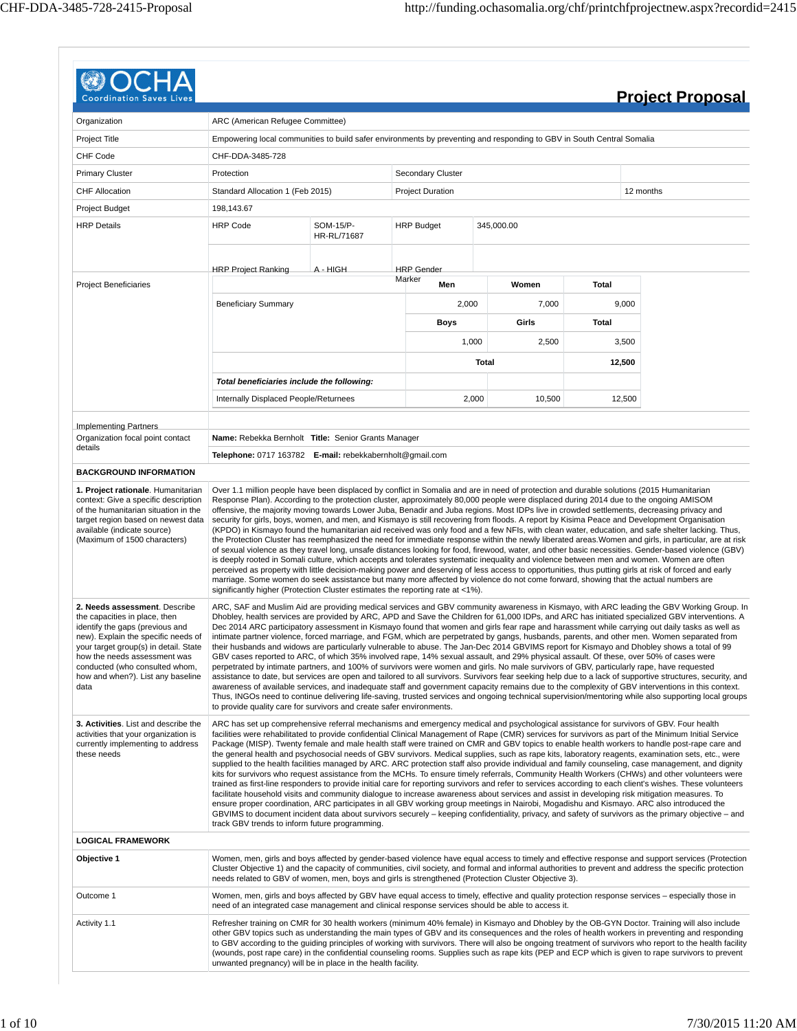# OCHA Project Proposal

| | |
|---|---|
| Organization | ARC (American Refugee Committee) |
| Project Title | Empowering local communities to build safer environments by preventing and responding to GBV in South Central Somalia |
| CHF Code | CHF-DDA-3485-728 |
| Primary Cluster | Protection |
| Secondary Cluster | |
| CHF Allocation | Standard Allocation 1 (Feb 2015) |
| Project Duration | 12 months |
| Project Budget | 198,143.67 |
| HRP Details | HRP Code: SOM-15/P-HR-RL/71687; HRP Budget: 345,000.00; HRP Project Ranking: A - HIGH; HRP Gender Marker: |

**Project Beneficiaries**

| | Men | Women | Total |
|---|---|---|---|
| Beneficiary Summary | 2,000 | 7,000 | 9,000 |
| | **Boys** | **Girls** | **Total** |
| | 1,000 | 2,500 | 3,500 |
| | | **Total** | **12,500** |
| ***Total beneficiaries include the following:*** | | | |
| Internally Displaced People/Returnees | 2,000 | 10,500 | 12,500 |

| | |
|---|---|
| Implementing Partners | |
| Organization focal point contact details | **Name:** Rebekka Bernholt **Title:** Senior Grants Manager<br>**Telephone:** 0717 163782 **E-mail:** rebekkabernholt@gmail.com |

## BACKGROUND INFORMATION

**1. Project rationale**. Humanitarian context: Give a specific description of the humanitarian situation in the target region based on newest data available (indicate source) (Maximum of 1500 characters)

Over 1.1 million people have been displaced by conflict in Somalia and are in need of protection and durable solutions (2015 Humanitarian Response Plan). According to the protection cluster, approximately 80,000 people were displaced during 2014 due to the ongoing AMISOM offensive, the majority moving towards Lower Juba, Benadir and Juba regions. Most IDPs live in crowded settlements, decreasing privacy and security for girls, boys, women, and men, and Kismayo is still recovering from floods. A report by Kisima Peace and Development Organisation (KPDO) in Kismayo found the humanitarian aid received was only food and a few NFIs, with clean water, education, and safe shelter lacking. Thus, the Protection Cluster has reemphasized the need for immediate response within the newly liberated areas.Women and girls, in particular, are at risk of sexual violence as they travel long, unsafe distances looking for food, firewood, water, and other basic necessities. Gender-based violence (GBV) is deeply rooted in Somali culture, which accepts and tolerates systematic inequality and violence between men and women. Women are often perceived as property with little decision-making power and deserving of less access to opportunities, thus putting girls at risk of forced and early marriage. Some women do seek assistance but many more affected by violence do not come forward, showing that the actual numbers are significantly higher (Protection Cluster estimates the reporting rate at <1%).

**2. Needs assessment**. Describe the capacities in place, then identify the gaps (previous and new). Explain the specific needs of your target group(s) in detail. State how the needs assessment was conducted (who consulted whom, how and when?). List any baseline data

ARC, SAF and Muslim Aid are providing medical services and GBV community awareness in Kismayo, with ARC leading the GBV Working Group. In Dhobley, health services are provided by ARC, APD and Save the Children for 61,000 IDPs, and ARC has initiated specialized GBV interventions. A Dec 2014 ARC participatory assessment in Kismayo found that women and girls fear rape and harassment while carrying out daily tasks as well as intimate partner violence, forced marriage, and FGM, which are perpetrated by gangs, husbands, parents, and other men. Women separated from their husbands and widows are particularly vulnerable to abuse. The Jan-Dec 2014 GBVIMS report for Kismayo and Dhobley shows a total of 99 GBV cases reported to ARC, of which 35% involved rape, 14% sexual assault, and 29% physical assault. Of these, over 50% of cases were perpetrated by intimate partners, and 100% of survivors were women and girls. No male survivors of GBV, particularly rape, have requested assistance to date, but services are open and tailored to all survivors. Survivors fear seeking help due to a lack of supportive structures, security, and awareness of available services, and inadequate staff and government capacity remains due to the complexity of GBV interventions in this context. Thus, INGOs need to continue delivering life-saving, trusted services and ongoing technical supervision/mentoring while also supporting local groups to provide quality care for survivors and create safer environments.

**3. Activities**. List and describe the activities that your organization is currently implementing to address these needs

ARC has set up comprehensive referral mechanisms and emergency medical and psychological assistance for survivors of GBV. Four health facilities were rehabilitated to provide confidential Clinical Management of Rape (CMR) services for survivors as part of the Minimum Initial Service Package (MISP). Twenty female and male health staff were trained on CMR and GBV topics to enable health workers to handle post-rape care and the general health and psychosocial needs of GBV survivors. Medical supplies, such as rape kits, laboratory reagents, examination sets, etc., were supplied to the health facilities managed by ARC. ARC protection staff also provide individual and family counseling, case management, and dignity kits for survivors who request assistance from the MCHs. To ensure timely referrals, Community Health Workers (CHWs) and other volunteers were trained as first-line responders to provide initial care for reporting survivors and refer to services according to each client's wishes. These volunteers facilitate household visits and community dialogue to increase awareness about services and assist in developing risk mitigation measures. To ensure proper coordination, ARC participates in all GBV working group meetings in Nairobi, Mogadishu and Kismayo. ARC also introduced the GBVIMS to document incident data about survivors securely – keeping confidentiality, privacy, and safety of survivors as the primary objective – and track GBV trends to inform future programming.

## LOGICAL FRAMEWORK

| | |
|---|---|
| **Objective 1** | Women, men, girls and boys affected by gender-based violence have equal access to timely and effective response and support services (Protection Cluster Objective 1) and the capacity of communities, civil society, and formal and informal authorities to prevent and address the specific protection needs related to GBV of women, men, boys and girls is strengthened (Protection Cluster Objective 3). |
| Outcome 1 | Women, men, girls and boys affected by GBV have equal access to timely, effective and quality protection response services – especially those in need of an integrated case management and clinical response services should be able to access it. |
| Activity 1.1 | Refresher training on CMR for 30 health workers (minimum 40% female) in Kismayo and Dhobley by the OB-GYN Doctor. Training will also include other GBV topics such as understanding the main types of GBV and its consequences and the roles of health workers in preventing and responding to GBV according to the guiding principles of working with survivors. There will also be ongoing treatment of survivors who report to the health facility (wounds, post rape care) in the confidential counseling rooms. Supplies such as rape kits (PEP and ECP which is given to rape survivors to prevent unwanted pregnancy) will be in place in the health facility. |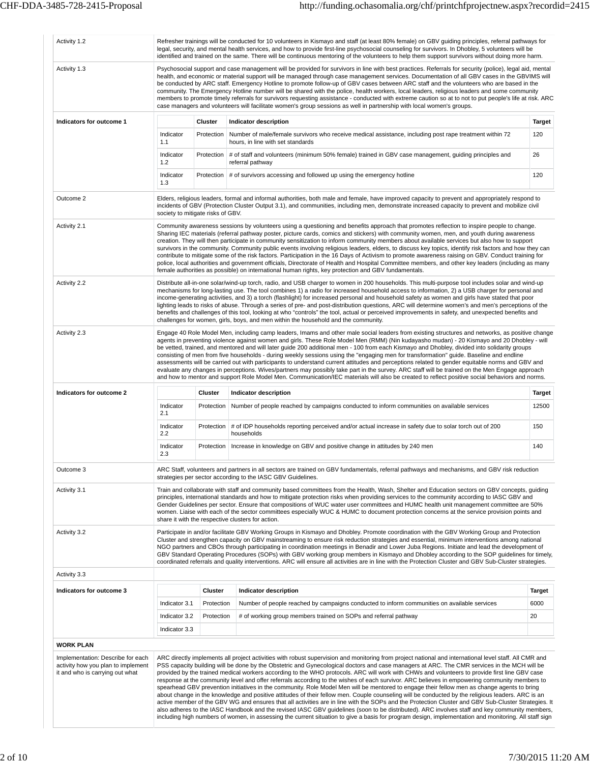| | |
|---|---|
| Activity 1.2 | Refresher trainings will be conducted for 10 volunteers in Kismayo and staff (at least 80% female) on GBV guiding principles, referral pathways for legal, security, and mental health services, and how to provide first-line psychosocial counseling for survivors. In Dhobley, 5 volunteers will be identified and trained on the same. There will be continuous mentoring of the volunteers to help them support survivors without doing more harm. |
| Activity 1.3 | Psychosocial support and case management will be provided for survivors in line with best practices. Referrals for security (police), legal aid, mental health, and economic or material support will be managed through case management services. Documentation of all GBV cases in the GBVIMS will be conducted by ARC staff. Emergency Hotline to promote follow-up of GBV cases between ARC staff and the volunteers who are based in the community. The Emergency Hotline number will be shared with the police, health workers, local leaders, religious leaders and some community members to promote timely referrals for survivors requesting assistance - conducted with extreme caution so at to not to put people's life at risk. ARC case managers and volunteers will facilitate women's group sessions as well in partnership with local women's groups. |

**Indicators for outcome 1**

| | Cluster | Indicator description | Target |
|---|---|---|---|
| Indicator 1.1 | Protection | Number of male/female survivors who receive medical assistance, including post rape treatment within 72 hours, in line with set standards | 120 |
| Indicator 1.2 | Protection | # of staff and volunteers (minimum 50% female) trained in GBV case management, guiding principles and referral pathway | 26 |
| Indicator 1.3 | Protection | # of survivors accessing and followed up using the emergency hotline | 120 |

| | |
|---|---|
| Outcome 2 | Elders, religious leaders, formal and informal authorities, both male and female, have improved capacity to prevent and appropriately respond to incidents of GBV (Protection Cluster Output 3.1), and communities, including men, demonstrate increased capacity to prevent and mobilize civil society to mitigate risks of GBV. |
| Activity 2.1 | Community awareness sessions by volunteers using a questioning and benefits approach that promotes reflection to inspire people to change. Sharing IEC materials (referral pathway poster, picture cards, comics and stickers) with community women, men, and youth during awareness creation. They will then participate in community sensitization to inform community members about available services but also how to support survivors in the community. Community public events involving religious leaders, elders, to discuss key topics, identify risk factors and how they can contribute to mitigate some of the risk factors. Participation in the 16 Days of Activism to promote awareness raising on GBV. Conduct training for police, local authorities and government officials, Directorate of Health and Hospital Committee members, and other key leaders (including as many female authorities as possible) on international human rights, key protection and GBV fundamentals. |
| Activity 2.2 | Distribute all-in-one solar/wind-up torch, radio, and USB charger to women in 200 households. This multi-purpose tool includes solar and wind-up mechanisms for long-lasting use. The tool combines 1) a radio for increased household access to information, 2) a USB charger for personal and income-generating activities, and 3) a torch (flashlight) for increased personal and household safety as women and girls have stated that poor lighting leads to risks of abuse. Through a series of pre- and post-distribution questions, ARC will determine women's and men's perceptions of the benefits and challenges of this tool, looking at who "controls" the tool, actual or perceived improvements in safety, and unexpected benefits and challenges for women, girls, boys, and men within the household and the community. |
| Activity 2.3 | Engage 40 Role Model Men, including camp leaders, Imams and other male social leaders from existing structures and networks, as positive change agents in preventing violence against women and girls. These Role Model Men (RMM) (Nin kudayasho mudan) - 20 Kismayo and 20 Dhobley - will be vetted, trained, and mentored and will later guide 200 additional men - 100 from each Kismayo and Dhobley, divided into solidarity groups consisting of men from five households - during weekly sessions using the "engaging men for transformation" guide. Baseline and endline assessments will be carried out with participants to understand current attitudes and perceptions related to gender equitable norms and GBV and evaluate any changes in perceptions. Wives/partners may possibly take part in the survey. ARC staff will be trained on the Men Engage approach and how to mentor and support Role Model Men. Communication/IEC materials will also be created to reflect positive social behaviors and norms. |

**Indicators for outcome 2**

| | Cluster | Indicator description | Target |
|---|---|---|---|
| Indicator 2.1 | Protection | Number of people reached by campaigns conducted to inform communities on available services | 12500 |
| Indicator 2.2 | Protection | # of IDP households reporting perceived and/or actual increase in safety due to solar torch out of 200 households | 150 |
| Indicator 2.3 | Protection | Increase in knowledge on GBV and positive change in attitudes by 240 men | 140 |

| | |
|---|---|
| Outcome 3 | ARC Staff, volunteers and partners in all sectors are trained on GBV fundamentals, referral pathways and mechanisms, and GBV risk reduction strategies per sector according to the IASC GBV Guidelines. |
| Activity 3.1 | Train and collaborate with staff and community based committees from the Health, Wash, Shelter and Education sectors on GBV concepts, guiding principles, international standards and how to mitigate protection risks when providing services to the community according to IASC GBV and Gender Guidelines per sector. Ensure that compositions of WUC water user committees and HUMC health unit management committee are 50% women. Liaise with each of the sector committees especially WUC & HUMC to document protection concerns at the service provision points and share it with the respective clusters for action. |
| Activity 3.2 | Participate in and/or facilitate GBV Working Groups in Kismayo and Dhobley. Promote coordination with the GBV Working Group and Protection Cluster and strengthen capacity on GBV mainstreaming to ensure risk reduction strategies and essential, minimum interventions among national NGO partners and CBOs through participating in coordination meetings in Benadir and Lower Juba Regions. Initiate and lead the development of GBV Standard Operating Procedures (SOPs) with GBV working group members in Kismayo and Dhobley according to the SOP guidelines for timely, coordinated referrals and quality interventions. ARC will ensure all activities are in line with the Protection Cluster and GBV Sub-Cluster strategies. |
| Activity 3.3 | |

**Indicators for outcome 3**

| | Cluster | Indicator description | Target |
|---|---|---|---|
| Indicator 3.1 | Protection | Number of people reached by campaigns conducted to inform communities on available services | 6000 |
| Indicator 3.2 | Protection | # of working group members trained on SOPs and referral pathway | 20 |
| Indicator 3.3 | | | |

**WORK PLAN**

| | |
|---|---|
| Implementation: Describe for each activity how you plan to implement it and who is carrying out what | ARC directly implements all project activities with robust supervision and monitoring from project national and international level staff. All CMR and PSS capacity building will be done by the Obstetric and Gynecological doctors and case managers at ARC. The CMR services in the MCH will be provided by the trained medical workers according to the WHO protocols. ARC will work with CHWs and volunteers to provide first line GBV case response at the community level and offer referrals according to the wishes of each survivor. ARC believes in empowering community members to spearhead GBV prevention initiatives in the community. Role Model Men will be mentored to engage their fellow men as change agents to bring about change in the knowledge and positive attitudes of their fellow men. Couple counseling will be conducted by the religious leaders. ARC is an active member of the GBV WG and ensures that all activities are in line with the SOPs and the Protection Cluster and GBV Sub-Cluster Strategies. It also adheres to the IASC Handbook and the revised IASC GBV guidelines (soon to be distributed). ARC involves staff and key community members, including high numbers of women, in assessing the current situation to give a basis for program design, implementation and monitoring. All staff sign |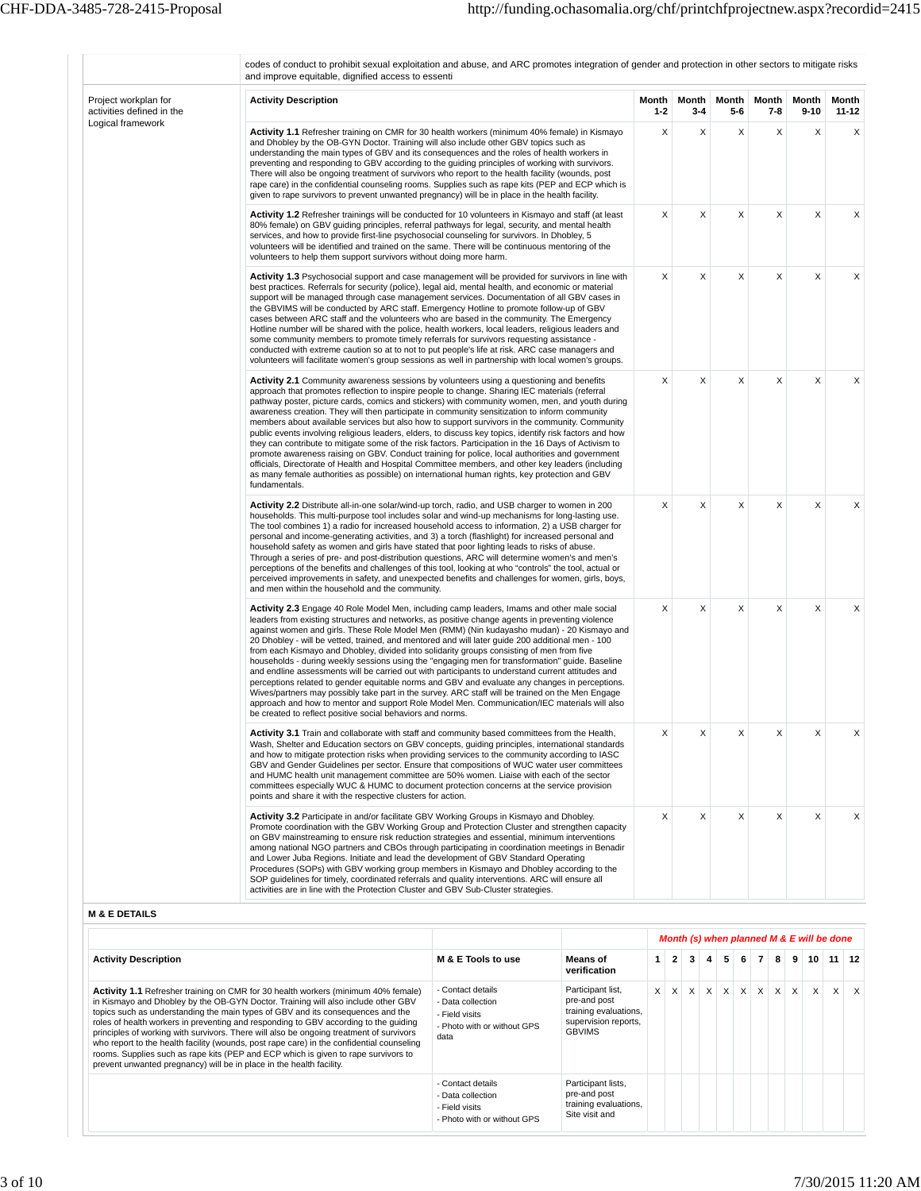| | codes of conduct to prohibit sexual exploitation and abuse, and ARC promotes integration of gender and protection in other sectors to mitigate risks and improve equitable, dignified access to essenti | | | | | | |
|---|---|---|---|---|---|---|---|
| Project workplan for activities defined in the Logical framework | **Activity Description** | **Month 1-2** | **Month 3-4** | **Month 5-6** | **Month 7-8** | **Month 9-10** | **Month 11-12** |
| | **Activity 1.1** Refresher training on CMR for 30 health workers (minimum 40% female) in Kismayo and Dhobley by the OB-GYN Doctor. Training will also include other GBV topics such as understanding the main types of GBV and its consequences and the roles of health workers in preventing and responding to GBV according to the guiding principles of working with survivors. There will also be ongoing treatment of survivors who report to the health facility (wounds, post rape care) in the confidential counseling rooms. Supplies such as rape kits (PEP and ECP which is given to rape survivors to prevent unwanted pregnancy) will be in place in the health facility. | X | X | X | X | X | X |
| | **Activity 1.2** Refresher trainings will be conducted for 10 volunteers in Kismayo and staff (at least 80% female) on GBV guiding principles, referral pathways for legal, security, and mental health services, and how to provide first-line psychosocial counseling for survivors. In Dhobley, 5 volunteers will be identified and trained on the same. There will be continuous mentoring of the volunteers to help them support survivors without doing more harm. | X | X | X | X | X | X |
| | **Activity 1.3** Psychosocial support and case management will be provided for survivors in line with best practices. Referrals for security (police), legal aid, mental health, and economic or material support will be managed through case management services. Documentation of all GBV cases in the GBVIMS will be conducted by ARC staff. Emergency Hotline to promote follow-up of GBV cases between ARC staff and the volunteers who are based in the community. The Emergency Hotline number will be shared with the police, health workers, local leaders, religious leaders and some community members to promote timely referrals for survivors requesting assistance - conducted with extreme caution so at to not to put people's life at risk. ARC case managers and volunteers will facilitate women's group sessions as well in partnership with local women's groups. | X | X | X | X | X | X |
| | **Activity 2.1** Community awareness sessions by volunteers using a questioning and benefits approach that promotes reflection to inspire people to change. Sharing IEC materials (referral pathway poster, picture cards, comics and stickers) with community women, men, and youth during awareness creation. They will then participate in community sensitization to inform community members about available services but also how to support survivors in the community. Community public events involving religious leaders, elders, to discuss key topics, identify risk factors and how they can contribute to mitigate some of the risk factors. Participation in the 16 Days of Activism to promote awareness raising on GBV. Conduct training for police, local authorities and government officials, Directorate of Health and Hospital Committee members, and other key leaders (including as many female authorities as possible) on international human rights, key protection and GBV fundamentals. | X | X | X | X | X | X |
| | **Activity 2.2** Distribute all-in-one solar/wind-up torch, radio, and USB charger to women in 200 households. This multi-purpose tool includes solar and wind-up mechanisms for long-lasting use. The tool combines 1) a radio for increased household access to information, 2) a USB charger for personal and income-generating activities, and 3) a torch (flashlight) for increased personal and household safety as women and girls have stated that poor lighting leads to risks of abuse. Through a series of pre- and post-distribution questions, ARC will determine women's and men's perceptions of the benefits and challenges of this tool, looking at who "controls" the tool, actual or perceived improvements in safety, and unexpected benefits and challenges for women, girls, boys, and men within the household and the community. | X | X | X | X | X | X |
| | **Activity 2.3** Engage 40 Role Model Men, including camp leaders, Imams and other male social leaders from existing structures and networks, as positive change agents in preventing violence against women and girls. These Role Model Men (RMM) (Nin kudayasho mudan) - 20 Kismayo and 20 Dhobley - will be vetted, trained, and mentored and will later guide 200 additional men - 100 from each Kismayo and Dhobley, divided into solidarity groups consisting of men from five households - during weekly sessions using the "engaging men for transformation" guide. Baseline and endline assessments will be carried out with participants to understand current attitudes and perceptions related to gender equitable norms and GBV and evaluate any changes in perceptions. Wives/partners may possibly take part in the survey. ARC staff will be trained on the Men Engage approach and how to mentor and support Role Model Men. Communication/IEC materials will also be created to reflect positive social behaviors and norms. | X | X | X | X | X | X |
| | **Activity 3.1** Train and collaborate with staff and community based committees from the Health, Wash, Shelter and Education sectors on GBV concepts, guiding principles, international standards and how to mitigate protection risks when providing services to the community according to IASC GBV and Gender Guidelines per sector. Ensure that compositions of WUC water user committees and HUMC health unit management committee are 50% women. Liaise with each of the sector committees especially WUC & HUMC to document protection concerns at the service provision points and share it with the respective clusters for action. | X | X | X | X | X | X |
| | **Activity 3.2** Participate in and/or facilitate GBV Working Groups in Kismayo and Dhobley. Promote coordination with the GBV Working Group and Protection Cluster and strengthen capacity on GBV mainstreaming to ensure risk reduction strategies and essential, minimum interventions among national NGO partners and CBOs through participating in coordination meetings in Benadir and Lower Juba Regions. Initiate and lead the development of GBV Standard Operating Procedures (SOPs) with GBV working group members in Kismayo and Dhobley according to the SOP guidelines for timely, coordinated referrals and quality interventions. ARC will ensure all activities are in line with the Protection Cluster and GBV Sub-Cluster strategies. | X | X | X | X | X | X |

**M & E DETAILS**

| | | | *Month (s) when planned M & E will be done* | | | | | | | | | | | |
|---|---|---|---|---|---|---|---|---|---|---|---|---|---|---|
| **Activity Description** | **M & E Tools to use** | **Means of verification** | **1** | **2** | **3** | **4** | **5** | **6** | **7** | **8** | **9** | **10** | **11** | **12** |
| **Activity 1.1** Refresher training on CMR for 30 health workers (minimum 40% female) in Kismayo and Dhobley by the OB-GYN Doctor. Training will also include other GBV topics such as understanding the main types of GBV and its consequences and the roles of health workers in preventing and responding to GBV according to the guiding principles of working with survivors. There will also be ongoing treatment of survivors who report to the health facility (wounds, post rape care) in the confidential counseling rooms. Supplies such as rape kits (PEP and ECP which is given to rape survivors to prevent unwanted pregnancy) will be in place in the health facility. | - Contact details<br>- Data collection<br>- Field visits<br>- Photo with or without GPS data | Participant list, pre-and post training evaluations, supervision reports, GBVIMS | X | X | X | X | X | X | X | X | X | X | X | X |
| | - Contact details<br>- Data collection<br>- Field visits<br>- Photo with or without GPS | Participant lists, pre-and post training evaluations, Site visit and | | | | | | | | | | | | |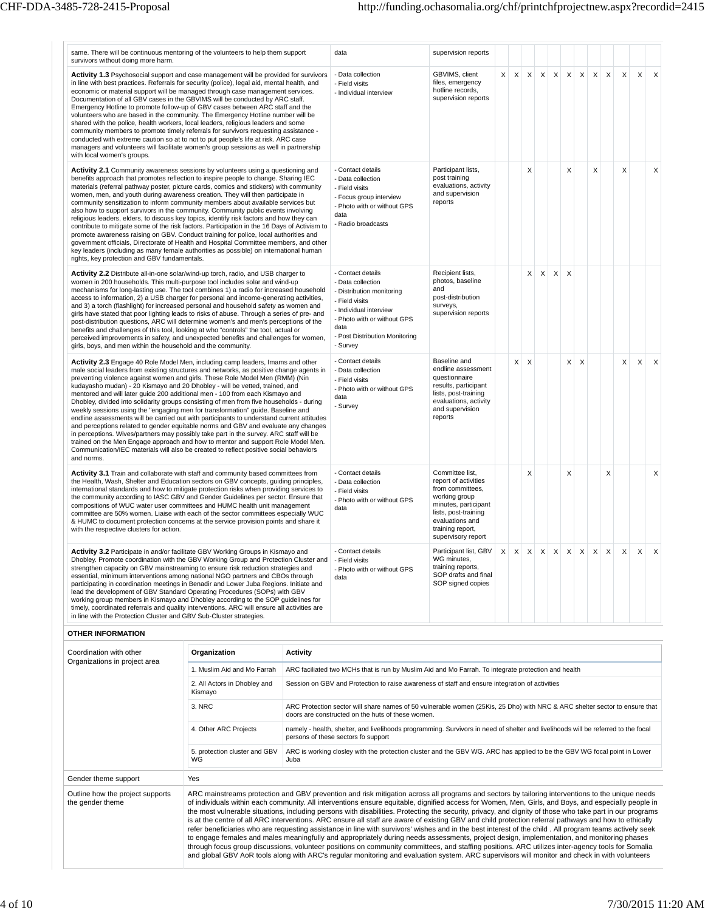| | | | | | | | | | | | | | | |
|---|---|---|---|---|---|---|---|---|---|---|---|---|---|---|
| same. There will be continuous mentoring of the volunteers to help them support survivors without doing more harm. | data | supervision reports | | | | | | | | | | | | |
| **Activity 1.3** Psychosocial support and case management will be provided for survivors in line with best practices. Referrals for security (police), legal aid, mental health, and economic or material support will be managed through case management services. Documentation of all GBV cases in the GBVIMS will be conducted by ARC staff. Emergency Hotline to promote follow-up of GBV cases between ARC staff and the volunteers who are based in the community. The Emergency Hotline number will be shared with the police, health workers, local leaders, religious leaders and some community members to promote timely referrals for survivors requesting assistance - conducted with extreme caution so at to not to put people's life at risk. ARC case managers and volunteers will facilitate women's group sessions as well in partnership with local women's groups. | - Data collection<br>- Field visits<br>- Individual interview | GBVIMS, client files, emergency hotline records, supervision reports | X | X | X | X | X | X | X | X | X | X | X | X |
| **Activity 2.1** Community awareness sessions by volunteers using a questioning and benefits approach that promotes reflection to inspire people to change. Sharing IEC materials (referral pathway poster, picture cards, comics and stickers) with community women, men, and youth during awareness creation. They will then participate in community sensitization to inform community members about available services but also how to support survivors in the community. Community public events involving religious leaders, elders, to discuss key topics, identify risk factors and how they can contribute to mitigate some of the risk factors. Participation in the 16 Days of Activism to promote awareness raising on GBV. Conduct training for police, local authorities and government officials, Directorate of Health and Hospital Committee members, and other key leaders (including as many female authorities as possible) on international human rights, key protection and GBV fundamentals. | - Contact details<br>- Data collection<br>- Field visits<br>- Focus group interview<br>- Photo with or without GPS data<br>- Radio broadcasts | Participant lists, post training evaluations, activity and supervision reports | | | X | | | X | | X | | X | | X |
| **Activity 2.2** Distribute all-in-one solar/wind-up torch, radio, and USB charger to women in 200 households. This multi-purpose tool includes solar and wind-up mechanisms for long-lasting use. The tool combines 1) a radio for increased household access to information, 2) a USB charger for personal and income-generating activities, and 3) a torch (flashlight) for increased personal and household safety as women and girls have stated that poor lighting leads to risks of abuse. Through a series of pre- and post-distribution questions, ARC will determine women's and men's perceptions of the benefits and challenges of this tool, looking at who "controls" the tool, actual or perceived improvements in safety, and unexpected benefits and challenges for women, girls, boys, and men within the household and the community. | - Contact details<br>- Data collection<br>- Distribution monitoring<br>- Field visits<br>- Individual interview<br>- Photo with or without GPS data<br>- Post Distribution Monitoring<br>- Survey | Recipient lists, photos, baseline and post-distribution surveys, supervision reports | | | X | X | X | X | | | | | | |
| **Activity 2.3** Engage 40 Role Model Men, including camp leaders, Imams and other male social leaders from existing structures and networks, as positive change agents in preventing violence against women and girls. These Role Model Men (RMM) (Nin kudayasho mudan) - 20 Kismayo and 20 Dhobley - will be vetted, trained, and mentored and will later guide 200 additional men - 100 from each Kismayo and Dhobley, divided into solidarity groups consisting of men from five households - during weekly sessions using the "engaging men for transformation" guide. Baseline and endline assessments will be carried out with participants to understand current attitudes and perceptions related to gender equitable norms and GBV and evaluate any changes in perceptions. Wives/partners may possibly take part in the survey. ARC staff will be trained on the Men Engage approach and how to mentor and support Role Model Men. Communication/IEC materials will also be created to reflect positive social behaviors and norms. | - Contact details<br>- Data collection<br>- Field visits<br>- Photo with or without GPS data<br>- Survey | Baseline and endline assessment questionnaire results, participant lists, post-training evaluations, activity and supervision reports | | X | X | | | X | X | | | X | X | X |
| **Activity 3.1** Train and collaborate with staff and community based committees from the Health, Wash, Shelter and Education sectors on GBV concepts, guiding principles, international standards and how to mitigate protection risks when providing services to the community according to IASC GBV and Gender Guidelines per sector. Ensure that compositions of WUC water user committees and HUMC health unit management committee are 50% women. Liaise with each of the sector committees especially WUC & HUMC to document protection concerns at the service provision points and share it with the respective clusters for action. | - Contact details<br>- Data collection<br>- Field visits<br>- Photo with or without GPS data | Committee list, report of activities from committees, working group minutes, participant lists, post-training evaluations and training report, supervisory report | | | X | | | X | | | X | | | X |
| **Activity 3.2** Participate in and/or facilitate GBV Working Groups in Kismayo and Dhobley. Promote coordination with the GBV Working Group and Protection Cluster and strengthen capacity on GBV mainstreaming to ensure risk reduction strategies and essential, minimum interventions among national NGO partners and CBOs through participating in coordination meetings in Benadir and Lower Juba Regions. Initiate and lead the development of GBV Standard Operating Procedures (SOPs) with GBV working group members in Kismayo and Dhobley according to the SOP guidelines for timely, coordinated referrals and quality interventions. ARC will ensure all activities are in line with the Protection Cluster and GBV Sub-Cluster strategies. | - Contact details<br>- Field visits<br>- Photo with or without GPS data | Participant list, GBV WG minutes, training reports, SOP drafts and final SOP signed copies | X | X | X | X | X | X | X | X | X | X | X | X |

**OTHER INFORMATION**

**Coordination with other Organizations in project area**

| Organization | Activity |
|---|---|
| 1. Muslim Aid and Mo Farrah | ARC faciliated two MCHs that is run by Muslim Aid and Mo Farrah. To integrate protection and health |
| 2. All Actors in Dhobley and Kismayo | Session on GBV and Protection to raise awareness of staff and ensure integration of activities |
| 3. NRC | ARC Protection sector will share names of 50 vulnerable women (25Kis, 25 Dho) with NRC & ARC shelter sector to ensure that doors are constructed on the huts of these women. |
| 4. Other ARC Projects | namely - health, shelter, and livelihoods programming. Survivors in need of shelter and livelihoods will be referred to the focal persons of these sectors fo support |
| 5. protection cluster and GBV WG | ARC is working closley with the protection cluster and the GBV WG. ARC has applied to be the GBV WG focal point in Lower Juba |

| | |
|---|---|
| Gender theme support | Yes |
| Outline how the project supports the gender theme | ARC mainstreams protection and GBV prevention and risk mitigation across all programs and sectors by tailoring interventions to the unique needs of individuals within each community. All interventions ensure equitable, dignified access for Women, Men, Girls, and Boys, and especially people in the most vulnerable situations, including persons with disabilities. Protecting the security, privacy, and dignity of those who take part in our programs is at the centre of all ARC interventions. ARC ensure all staff are aware of existing GBV and child protection referral pathways and how to ethically refer beneficiaries who are requesting assistance in line with survivors' wishes and in the best interest of the child . All program teams actively seek to engage females and males meaningfully and appropriately during needs assessments, project design, implementation, and monitoring phases through focus group discussions, volunteer positions on community committees, and staffing positions. ARC utilizes inter-agency tools for Somalia and global GBV AoR tools along with ARC's regular monitoring and evaluation system. ARC supervisors will monitor and check in with volunteers |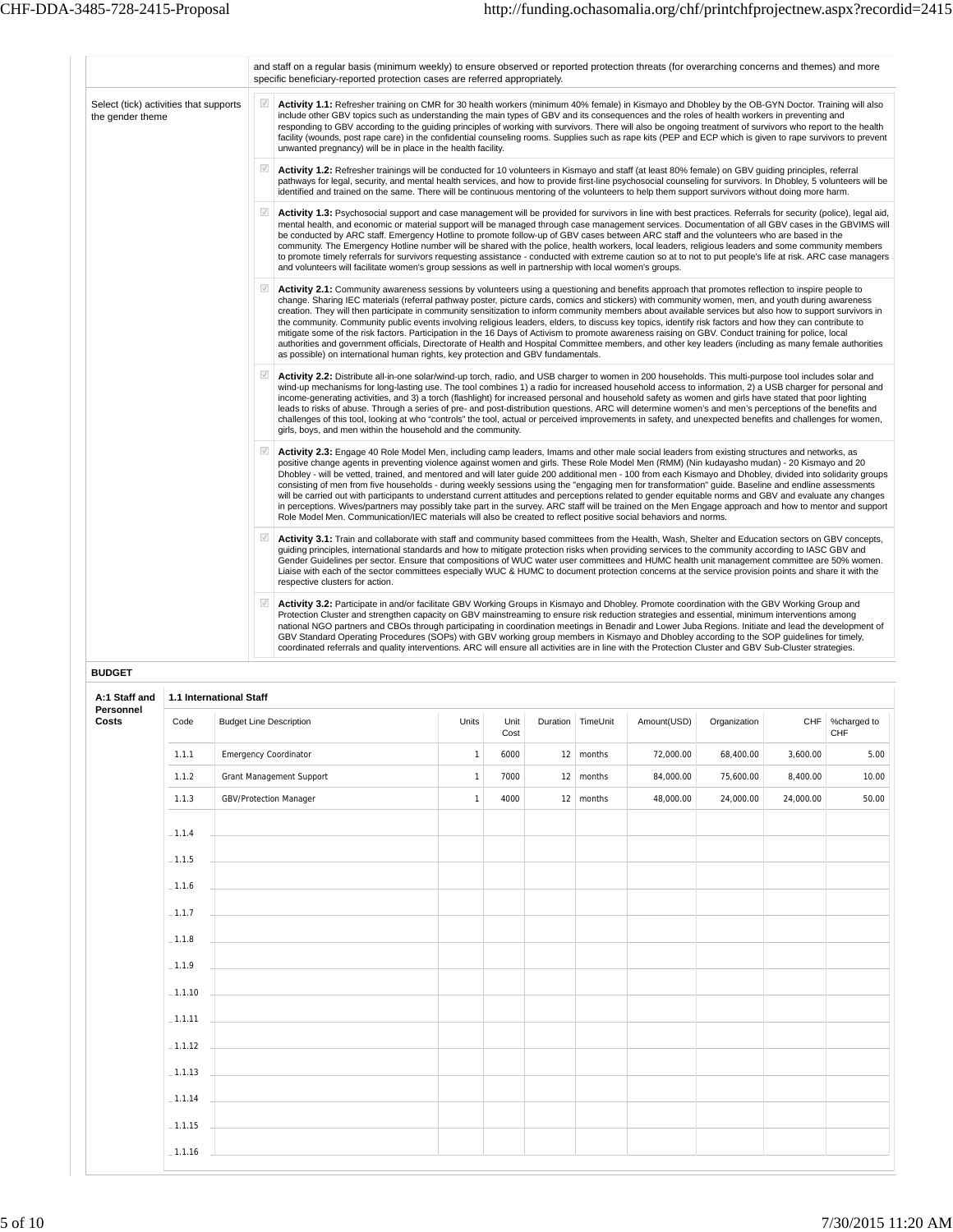and staff on a regular basis (minimum weekly) to ensure observed or reported protection threats (for overarching concerns and themes) and more specific beneficiary-reported protection cases are referred appropriately.

**Select (tick) activities that supports the gender theme**

- ☑ **Activity 1.1:** Refresher training on CMR for 30 health workers (minimum 40% female) in Kismayo and Dhobley by the OB-GYN Doctor. Training will also include other GBV topics such as understanding the main types of GBV and its consequences and the roles of health workers in preventing and responding to GBV according to the guiding principles of working with survivors. There will also be ongoing treatment of survivors who report to the health facility (wounds, post rape care) in the confidential counseling rooms. Supplies such as rape kits (PEP and ECP which is given to rape survivors to prevent unwanted pregnancy) will be in place in the health facility.
- ☑ **Activity 1.2:** Refresher trainings will be conducted for 10 volunteers in Kismayo and staff (at least 80% female) on GBV guiding principles, referral pathways for legal, security, and mental health services, and how to provide first-line psychosocial counseling for survivors. In Dhobley, 5 volunteers will be identified and trained on the same. There will be continuous mentoring of the volunteers to help them support survivors without doing more harm.
- ☑ **Activity 1.3:** Psychosocial support and case management will be provided for survivors in line with best practices. Referrals for security (police), legal aid, mental health, and economic or material support will be managed through case management services. Documentation of all GBV cases in the GBVIMS will be conducted by ARC staff. Emergency Hotline to promote follow-up of GBV cases between ARC staff and the volunteers who are based in the community. The Emergency Hotline number will be shared with the police, health workers, local leaders, religious leaders and some community members to promote timely referrals for survivors requesting assistance - conducted with extreme caution so at to not to put people's life at risk. ARC case managers and volunteers will facilitate women's group sessions as well in partnership with local women's groups.
- ☑ **Activity 2.1:** Community awareness sessions by volunteers using a questioning and benefits approach that promotes reflection to inspire people to change. Sharing IEC materials (referral pathway poster, picture cards, comics and stickers) with community women, men, and youth during awareness creation. They will then participate in community sensitization to inform community members about available services but also how to support survivors in the community. Community public events involving religious leaders, elders, to discuss key topics, identify risk factors and how they can contribute to mitigate some of the risk factors. Participation in the 16 Days of Activism to promote awareness raising on GBV. Conduct training for police, local authorities and government officials, Directorate of Health and Hospital Committee members, and other key leaders (including as many female authorities as possible) on international human rights, key protection and GBV fundamentals.
- ☑ **Activity 2.2:** Distribute all-in-one solar/wind-up torch, radio, and USB charger to women in 200 households. This multi-purpose tool includes solar and wind-up mechanisms for long-lasting use. The tool combines 1) a radio for increased household access to information, 2) a USB charger for personal and income-generating activities, and 3) a torch (flashlight) for increased personal and household safety as women and girls have stated that poor lighting leads to risks of abuse. Through a series of pre- and post-distribution questions, ARC will determine women's and men's perceptions of the benefits and challenges of this tool, looking at who "controls" the tool, actual or perceived improvements in safety, and unexpected benefits and challenges for women, girls, boys, and men within the household and the community.
- ☑ **Activity 2.3:** Engage 40 Role Model Men, including camp leaders, Imams and other male social leaders from existing structures and networks, as positive change agents in preventing violence against women and girls. These Role Model Men (RMM) (Nin kudayasho mudan) - 20 Kismayo and 20 Dhobley - will be vetted, trained, and mentored and will later guide 200 additional men - 100 from each Kismayo and Dhobley, divided into solidarity groups consisting of men from five households - during weekly sessions using the "engaging men for transformation" guide. Baseline and endline assessments will be carried out with participants to understand current attitudes and perceptions related to gender equitable norms and GBV and evaluate any changes in perceptions. Wives/partners may possibly take part in the survey. ARC staff will be trained on the Men Engage approach and how to mentor and support Role Model Men. Communication/IEC materials will also be created to reflect positive social behaviors and norms.
- ☑ **Activity 3.1:** Train and collaborate with staff and community based committees from the Health, Wash, Shelter and Education sectors on GBV concepts, guiding principles, international standards and how to mitigate protection risks when providing services to the community according to IASC GBV and Gender Guidelines per sector. Ensure that compositions of WUC water user committees and HUMC health unit management committee are 50% women. Liaise with each of the sector committees especially WUC & HUMC to document protection concerns at the service provision points and share it with the respective clusters for action.
- ☑ **Activity 3.2:** Participate in and/or facilitate GBV Working Groups in Kismayo and Dhobley. Promote coordination with the GBV Working Group and Protection Cluster and strengthen capacity on GBV mainstreaming to ensure risk reduction strategies and essential, minimum interventions among national NGO partners and CBOs through participating in coordination meetings in Benadir and Lower Juba Regions. Initiate and lead the development of GBV Standard Operating Procedures (SOPs) with GBV working group members in Kismayo and Dhobley according to the SOP guidelines for timely, coordinated referrals and quality interventions. ARC will ensure all activities are in line with the Protection Cluster and GBV Sub-Cluster strategies.

## BUDGET

**A:1 Staff and Personnel Costs**

**1.1 International Staff**

| Code | Budget Line Description | Units | Unit Cost | Duration | TimeUnit | Amount(USD) | Organization | CHF | %charged to CHF |
|---|---|---|---|---|---|---|---|---|---|
| 1.1.1 | Emergency Coordinator | 1 | 6000 | 12 | months | 72,000.00 | 68,400.00 | 3,600.00 | 5.00 |
| 1.1.2 | Grant Management Support | 1 | 7000 | 12 | months | 84,000.00 | 75,600.00 | 8,400.00 | 10.00 |
| 1.1.3 | GBV/Protection Manager | 1 | 4000 | 12 | months | 48,000.00 | 24,000.00 | 24,000.00 | 50.00 |
| 1.1.4 | | | | | | | | | |
| 1.1.5 | | | | | | | | | |
| 1.1.6 | | | | | | | | | |
| 1.1.7 | | | | | | | | | |
| 1.1.8 | | | | | | | | | |
| 1.1.9 | | | | | | | | | |
| 1.1.10 | | | | | | | | | |
| 1.1.11 | | | | | | | | | |
| 1.1.12 | | | | | | | | | |
| 1.1.13 | | | | | | | | | |
| 1.1.14 | | | | | | | | | |
| 1.1.15 | | | | | | | | | |
| 1.1.16 | | | | | | | | | |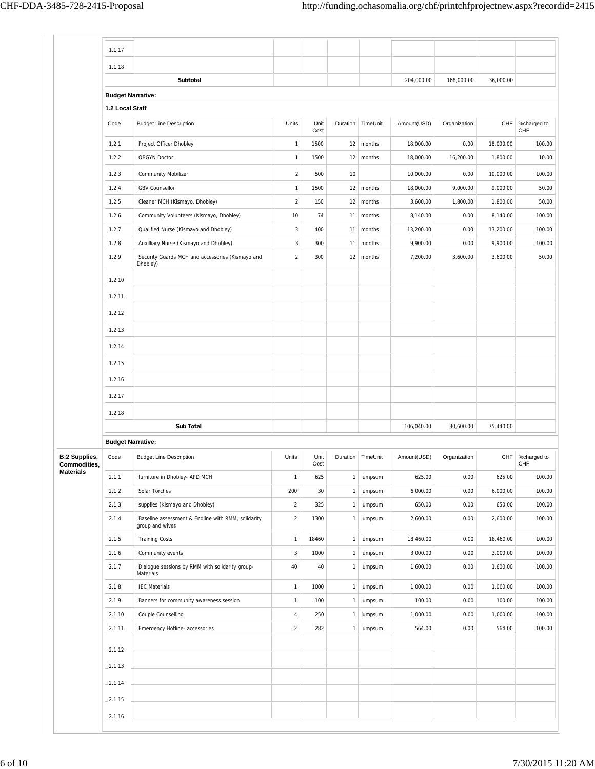| | | | | | | | | | |
|---|---|---|---|---|---|---|---|---|---|
| 1.1.17 | | | | | | | | | |
| 1.1.18 | | | | | | | | | |
| | **Subtotal** | | | | | 204,000.00 | 168,000.00 | 36,000.00 | |

**Budget Narrative:**

**1.2 Local Staff**

| Code | Budget Line Description | Units | Unit Cost | Duration | TimeUnit | Amount(USD) | Organization | CHF | %charged to CHF |
|---|---|---|---|---|---|---|---|---|---|
| 1.2.1 | Project Officer Dhobley | 1 | 1500 | 12 | months | 18,000.00 | 0.00 | 18,000.00 | 100.00 |
| 1.2.2 | OBGYN Doctor | 1 | 1500 | 12 | months | 18,000.00 | 16,200.00 | 1,800.00 | 10.00 |
| 1.2.3 | Community Mobilizer | 2 | 500 | 10 | | 10,000.00 | 0.00 | 10,000.00 | 100.00 |
| 1.2.4 | GBV Counsellor | 1 | 1500 | 12 | months | 18,000.00 | 9,000.00 | 9,000.00 | 50.00 |
| 1.2.5 | Cleaner MCH (Kismayo, Dhobley) | 2 | 150 | 12 | months | 3,600.00 | 1,800.00 | 1,800.00 | 50.00 |
| 1.2.6 | Community Volunteers (Kismayo, Dhobley) | 10 | 74 | 11 | months | 8,140.00 | 0.00 | 8,140.00 | 100.00 |
| 1.2.7 | Qualified Nurse (Kismayo and Dhobley) | 3 | 400 | 11 | months | 13,200.00 | 0.00 | 13,200.00 | 100.00 |
| 1.2.8 | Auxilliary Nurse (Kismayo and Dhobley) | 3 | 300 | 11 | months | 9,900.00 | 0.00 | 9,900.00 | 100.00 |
| 1.2.9 | Security Guards MCH and accessories (Kismayo and Dhobley) | 2 | 300 | 12 | months | 7,200.00 | 3,600.00 | 3,600.00 | 50.00 |
| 1.2.10 | | | | | | | | | |
| 1.2.11 | | | | | | | | | |
| 1.2.12 | | | | | | | | | |
| 1.2.13 | | | | | | | | | |
| 1.2.14 | | | | | | | | | |
| 1.2.15 | | | | | | | | | |
| 1.2.16 | | | | | | | | | |
| 1.2.17 | | | | | | | | | |
| 1.2.18 | | | | | | | | | |
| | **Sub Total** | | | | | 106,040.00 | 30,600.00 | 75,440.00 | |

**Budget Narrative:**

**B:2 Supplies, Commodities, Materials**

| Code | Budget Line Description | Units | Unit Cost | Duration | TimeUnit | Amount(USD) | Organization | CHF | %charged to CHF |
|---|---|---|---|---|---|---|---|---|---|
| 2.1.1 | furniture in Dhobley- APD MCH | 1 | 625 | 1 | lumpsum | 625.00 | 0.00 | 625.00 | 100.00 |
| 2.1.2 | Solar Torches | 200 | 30 | 1 | lumpsum | 6,000.00 | 0.00 | 6,000.00 | 100.00 |
| 2.1.3 | supplies (Kismayo and Dhobley) | 2 | 325 | 1 | lumpsum | 650.00 | 0.00 | 650.00 | 100.00 |
| 2.1.4 | Baseline assessment & Endline with RMM, solidarity group and wives | 2 | 1300 | 1 | lumpsum | 2,600.00 | 0.00 | 2,600.00 | 100.00 |
| 2.1.5 | Training Costs | 1 | 18460 | 1 | lumpsum | 18,460.00 | 0.00 | 18,460.00 | 100.00 |
| 2.1.6 | Community events | 3 | 1000 | 1 | lumpsum | 3,000.00 | 0.00 | 3,000.00 | 100.00 |
| 2.1.7 | Dialogue sessions by RMM with solidarity group- Materials | 40 | 40 | 1 | lumpsum | 1,600.00 | 0.00 | 1,600.00 | 100.00 |
| 2.1.8 | IEC Materials | 1 | 1000 | 1 | lumpsum | 1,000.00 | 0.00 | 1,000.00 | 100.00 |
| 2.1.9 | Banners for community awareness session | 1 | 100 | 1 | lumpsum | 100.00 | 0.00 | 100.00 | 100.00 |
| 2.1.10 | Couple Counselling | 4 | 250 | 1 | lumpsum | 1,000.00 | 0.00 | 1,000.00 | 100.00 |
| 2.1.11 | Emergency Hotline- accessories | 2 | 282 | 1 | lumpsum | 564.00 | 0.00 | 564.00 | 100.00 |
| 2.1.12 | | | | | | | | | |
| 2.1.13 | | | | | | | | | |
| 2.1.14 | | | | | | | | | |
| 2.1.15 | | | | | | | | | |
| 2.1.16 | | | | | | | | | |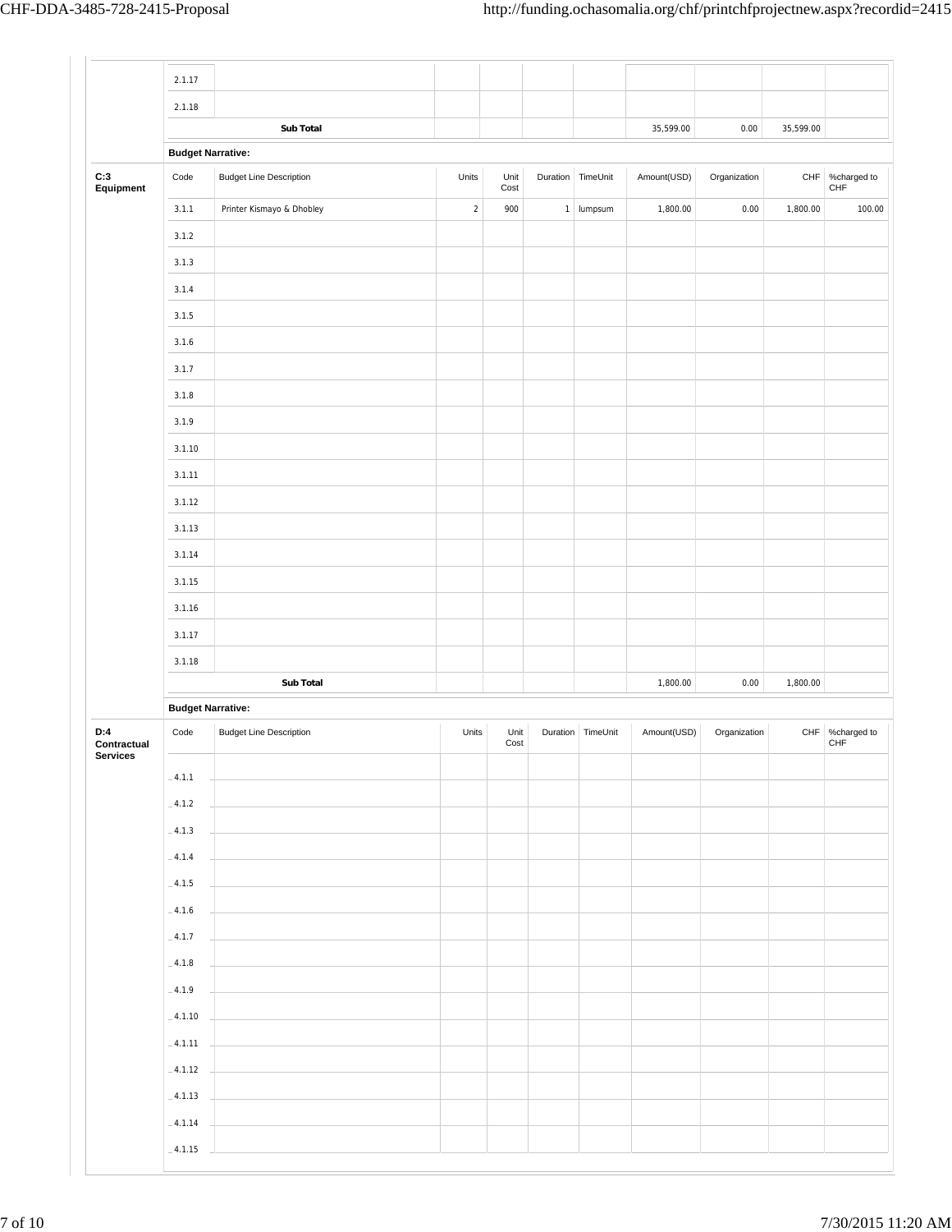| | Code | Budget Line Description | Units | Unit Cost | Duration | TimeUnit | Amount(USD) | Organization | CHF | %charged to CHF |
|---|---|---|---|---|---|---|---|---|---|---|
| | 2.1.17 | | | | | | | | | |
| | 2.1.18 | | | | | | | | | |
| | | **Sub Total** | | | | | 35,599.00 | 0.00 | 35,599.00 | |

**Budget Narrative:**

**C:3 Equipment**

| Code | Budget Line Description | Units | Unit Cost | Duration | TimeUnit | Amount(USD) | Organization | CHF | %charged to CHF |
|---|---|---|---|---|---|---|---|---|---|
| 3.1.1 | Printer Kismayo & Dhobley | 2 | 900 | 1 | lumpsum | 1,800.00 | 0.00 | 1,800.00 | 100.00 |
| 3.1.2 | | | | | | | | | |
| 3.1.3 | | | | | | | | | |
| 3.1.4 | | | | | | | | | |
| 3.1.5 | | | | | | | | | |
| 3.1.6 | | | | | | | | | |
| 3.1.7 | | | | | | | | | |
| 3.1.8 | | | | | | | | | |
| 3.1.9 | | | | | | | | | |
| 3.1.10 | | | | | | | | | |
| 3.1.11 | | | | | | | | | |
| 3.1.12 | | | | | | | | | |
| 3.1.13 | | | | | | | | | |
| 3.1.14 | | | | | | | | | |
| 3.1.15 | | | | | | | | | |
| 3.1.16 | | | | | | | | | |
| 3.1.17 | | | | | | | | | |
| 3.1.18 | | | | | | | | | |
| | **Sub Total** | | | | | 1,800.00 | 0.00 | 1,800.00 | |

**Budget Narrative:**

**D:4 Contractual Services**

| Code | Budget Line Description | Units | Unit Cost | Duration | TimeUnit | Amount(USD) | Organization | CHF | %charged to CHF |
|---|---|---|---|---|---|---|---|---|---|
| 4.1.1 | | | | | | | | | |
| 4.1.2 | | | | | | | | | |
| 4.1.3 | | | | | | | | | |
| 4.1.4 | | | | | | | | | |
| 4.1.5 | | | | | | | | | |
| 4.1.6 | | | | | | | | | |
| 4.1.7 | | | | | | | | | |
| 4.1.8 | | | | | | | | | |
| 4.1.9 | | | | | | | | | |
| 4.1.10 | | | | | | | | | |
| 4.1.11 | | | | | | | | | |
| 4.1.12 | | | | | | | | | |
| 4.1.13 | | | | | | | | | |
| 4.1.14 | | | | | | | | | |
| 4.1.15 | | | | | | | | | |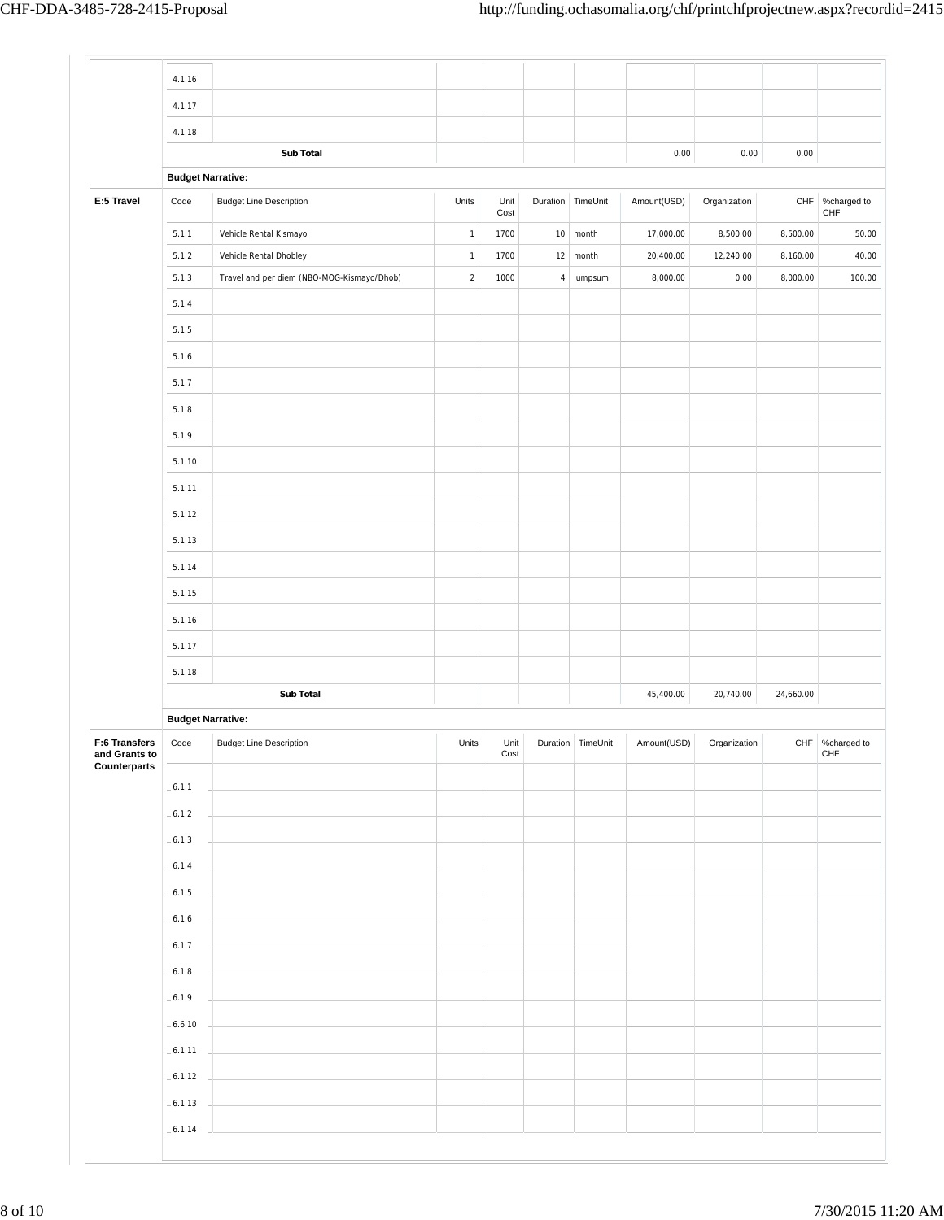| | Code | Budget Line Description | Units | Unit Cost | Duration | TimeUnit | Amount(USD) | Organization | CHF | %charged to CHF |
|---|---|---|---|---|---|---|---|---|---|---|
| | 4.1.16 | | | | | | | | | |
| | 4.1.17 | | | | | | | | | |
| | 4.1.18 | | | | | | | | | |
| | | **Sub Total** | | | | | 0.00 | 0.00 | 0.00 | |

**Budget Narrative:**

**E:5 Travel**

| Code | Budget Line Description | Units | Unit Cost | Duration | TimeUnit | Amount(USD) | Organization | CHF | %charged to CHF |
|---|---|---|---|---|---|---|---|---|---|
| 5.1.1 | Vehicle Rental Kismayo | 1 | 1700 | 10 | month | 17,000.00 | 8,500.00 | 8,500.00 | 50.00 |
| 5.1.2 | Vehicle Rental Dhobley | 1 | 1700 | 12 | month | 20,400.00 | 12,240.00 | 8,160.00 | 40.00 |
| 5.1.3 | Travel and per diem (NBO-MOG-Kismayo/Dhob) | 2 | 1000 | 4 | lumpsum | 8,000.00 | 0.00 | 8,000.00 | 100.00 |
| 5.1.4 | | | | | | | | | |
| 5.1.5 | | | | | | | | | |
| 5.1.6 | | | | | | | | | |
| 5.1.7 | | | | | | | | | |
| 5.1.8 | | | | | | | | | |
| 5.1.9 | | | | | | | | | |
| 5.1.10 | | | | | | | | | |
| 5.1.11 | | | | | | | | | |
| 5.1.12 | | | | | | | | | |
| 5.1.13 | | | | | | | | | |
| 5.1.14 | | | | | | | | | |
| 5.1.15 | | | | | | | | | |
| 5.1.16 | | | | | | | | | |
| 5.1.17 | | | | | | | | | |
| 5.1.18 | | | | | | | | | |
| | **Sub Total** | | | | | 45,400.00 | 20,740.00 | 24,660.00 | |

**Budget Narrative:**

**F:6 Transfers and Grants to Counterparts**

| Code | Budget Line Description | Units | Unit Cost | Duration | TimeUnit | Amount(USD) | Organization | CHF | %charged to CHF |
|---|---|---|---|---|---|---|---|---|---|
| 6.1.1 | | | | | | | | | |
| 6.1.2 | | | | | | | | | |
| 6.1.3 | | | | | | | | | |
| 6.1.4 | | | | | | | | | |
| 6.1.5 | | | | | | | | | |
| 6.1.6 | | | | | | | | | |
| 6.1.7 | | | | | | | | | |
| 6.1.8 | | | | | | | | | |
| 6.1.9 | | | | | | | | | |
| 6.6.10 | | | | | | | | | |
| 6.1.11 | | | | | | | | | |
| 6.1.12 | | | | | | | | | |
| 6.1.13 | | | | | | | | | |
| 6.1.14 | | | | | | | | | |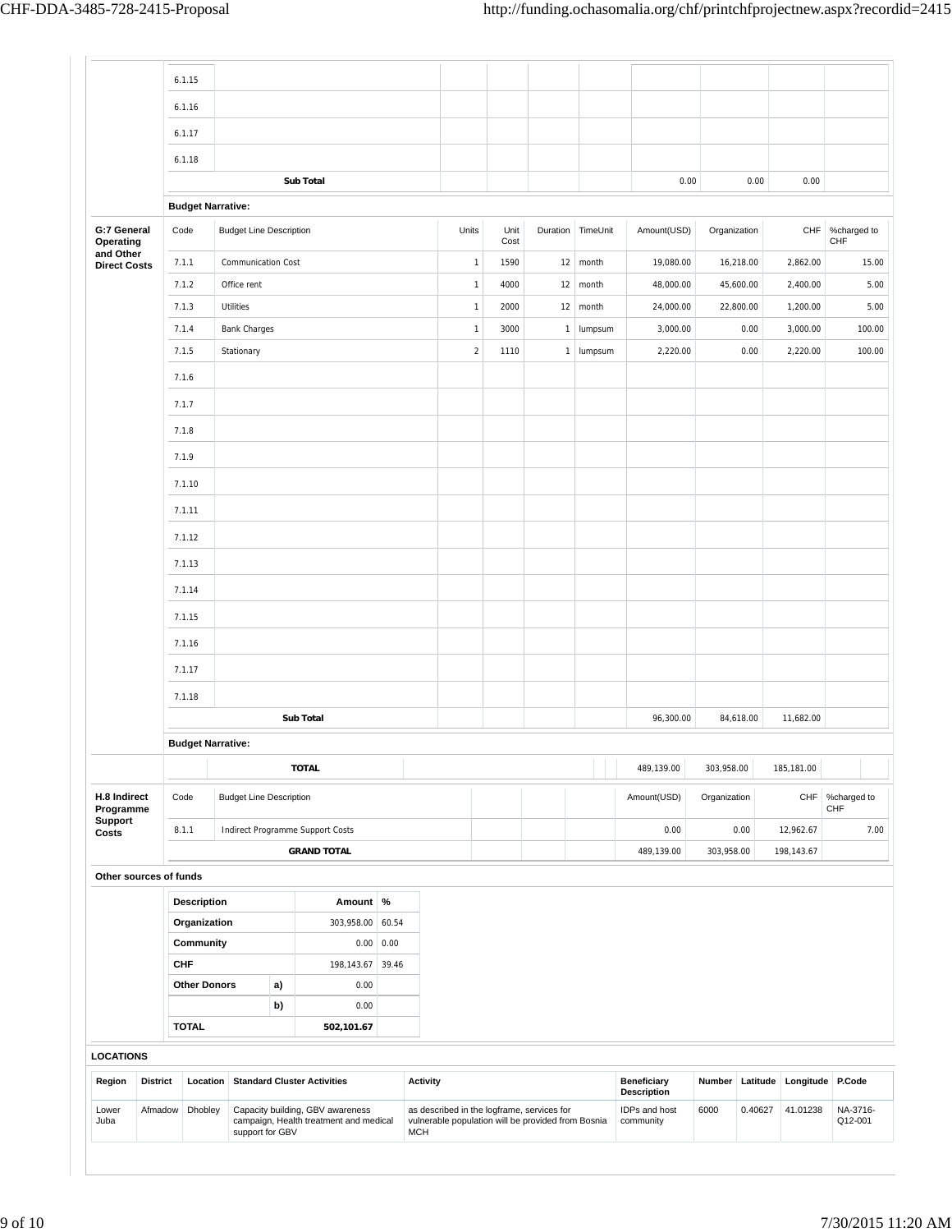| | Code | Budget Line Description | Units | Unit Cost | Duration | TimeUnit | Amount(USD) | Organization | CHF | %charged to CHF |
|---|---|---|---|---|---|---|---|---|---|---|
| | 6.1.15 | | | | | | | | | |
| | 6.1.16 | | | | | | | | | |
| | 6.1.17 | | | | | | | | | |
| | 6.1.18 | | | | | | | | | |
| | | **Sub Total** | | | | | 0.00 | 0.00 | 0.00 | |
| | **Budget Narrative:** | | | | | | | | | |
| **G:7 General Operating and Other Direct Costs** | Code | Budget Line Description | Units | Unit Cost | Duration | TimeUnit | Amount(USD) | Organization | CHF | %charged to CHF |
| | 7.1.1 | Communication Cost | 1 | 1590 | 12 | month | 19,080.00 | 16,218.00 | 2,862.00 | 15.00 |
| | 7.1.2 | Office rent | 1 | 4000 | 12 | month | 48,000.00 | 45,600.00 | 2,400.00 | 5.00 |
| | 7.1.3 | Utilities | 1 | 2000 | 12 | month | 24,000.00 | 22,800.00 | 1,200.00 | 5.00 |
| | 7.1.4 | Bank Charges | 1 | 3000 | 1 | lumpsum | 3,000.00 | 0.00 | 3,000.00 | 100.00 |
| | 7.1.5 | Stationary | 2 | 1110 | 1 | lumpsum | 2,220.00 | 0.00 | 2,220.00 | 100.00 |
| | 7.1.6 | | | | | | | | | |
| | 7.1.7 | | | | | | | | | |
| | 7.1.8 | | | | | | | | | |
| | 7.1.9 | | | | | | | | | |
| | 7.1.10 | | | | | | | | | |
| | 7.1.11 | | | | | | | | | |
| | 7.1.12 | | | | | | | | | |
| | 7.1.13 | | | | | | | | | |
| | 7.1.14 | | | | | | | | | |
| | 7.1.15 | | | | | | | | | |
| | 7.1.16 | | | | | | | | | |
| | 7.1.17 | | | | | | | | | |
| | 7.1.18 | | | | | | | | | |
| | | **Sub Total** | | | | | 96,300.00 | 84,618.00 | 11,682.00 | |
| | **Budget Narrative:** | | | | | | | | | |
| | | **TOTAL** | | | | | 489,139.00 | 303,958.00 | 185,181.00 | |
| **H.8 Indirect Programme Support Costs** | Code | Budget Line Description | | | | | Amount(USD) | Organization | CHF | %charged to CHF |
| | 8.1.1 | Indirect Programme Support Costs | | | | | 0.00 | 0.00 | 12,962.67 | 7.00 |
| | | **GRAND TOTAL** | | | | | 489,139.00 | 303,958.00 | 198,143.67 | |

**Other sources of funds**

| Description | | Amount | % |
|---|---|---|---|
| **Organization** | | 303,958.00 | 60.54 |
| **Community** | | 0.00 | 0.00 |
| **CHF** | | 198,143.67 | 39.46 |
| **Other Donors** | **a)** | 0.00 | |
| | **b)** | 0.00 | |
| **TOTAL** | | **502,101.67** | |

**LOCATIONS**

| Region | District | Location | Standard Cluster Activities | Activity | Beneficiary Description | Number | Latitude | Longitude | P.Code |
|---|---|---|---|---|---|---|---|---|---|
| Lower Juba | Afmadow | Dhobley | Capacity building, GBV awareness campaign, Health treatment and medical support for GBV | as described in the logframe, services for vulnerable population will be provided from Bosnia MCH | IDPs and host community | 6000 | 0.40627 | 41.01238 | NA-3716-Q12-001 |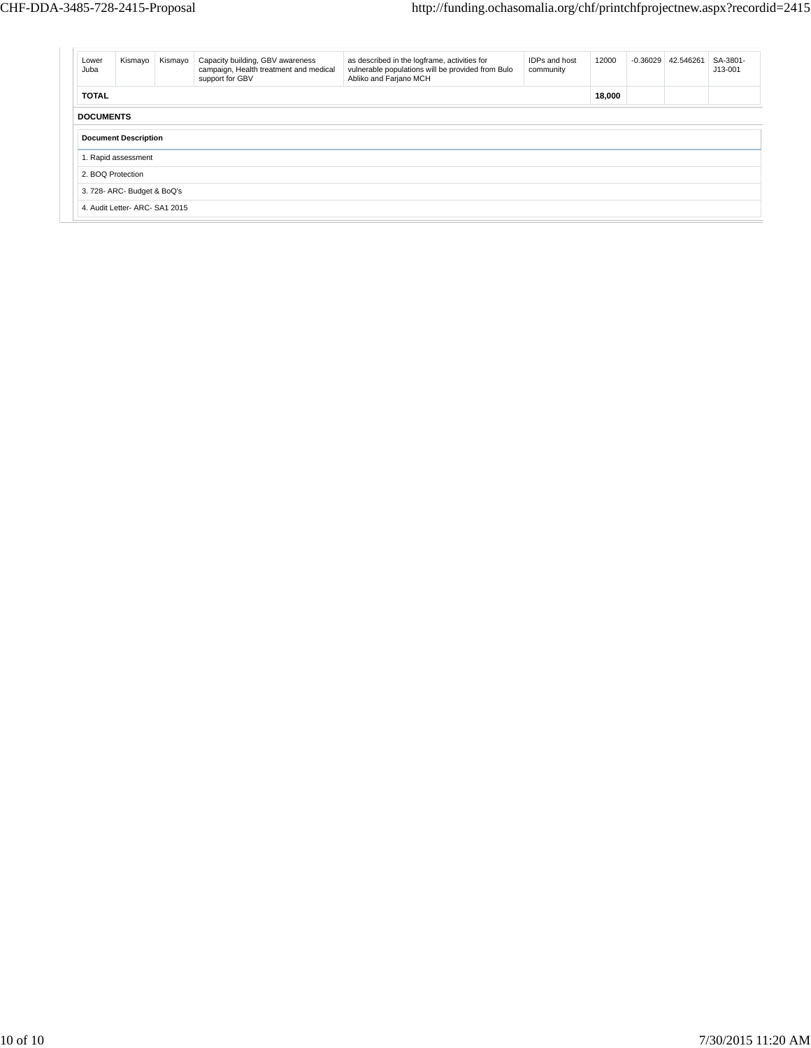| | | | | | | | | | |
|---|---|---|---|---|---|---|---|---|---|
| Lower Juba | Kismayo | Kismayo | Capacity building, GBV awareness campaign, Health treatment and medical support for GBV | as described in the logframe, activities for vulnerable populations will be provided from Bulo Abliko and Farjano MCH | IDPs and host community | 12000 | -0.36029 | 42.546261 | SA-3801-J13-001 |
| **TOTAL** | | | | | | **18,000** | | | |

**DOCUMENTS**

| Document Description |
|---|
| 1. Rapid assessment |
| 2. BOQ Protection |
| 3. 728- ARC- Budget & BoQ's |
| 4. Audit Letter- ARC- SA1 2015 |